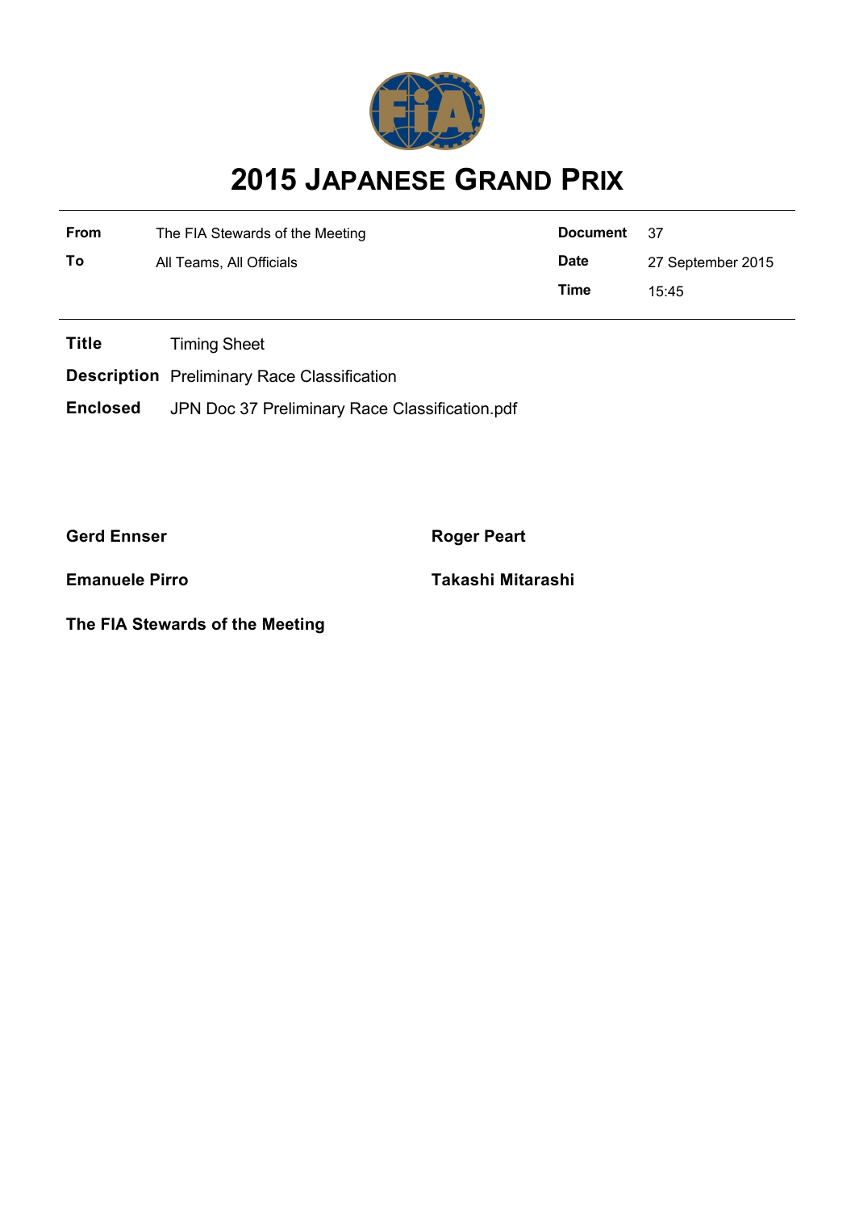# 2015 JAPANESE GRAND PRIX

| | | | |
|---|---|---|---|
| **From** | The FIA Stewards of the Meeting | **Document** | 37 |
| **To** | All Teams, All Officials | **Date** | 27 September 2015 |
| | | **Time** | 15:45 |

**Title** Timing Sheet

**Description** Preliminary Race Classification

**Enclosed** JPN Doc 37 Preliminary Race Classification.pdf

**Gerd Ennser** **Roger Peart**

**Emanuele Pirro** **Takashi Mitarashi**

**The FIA Stewards of the Meeting**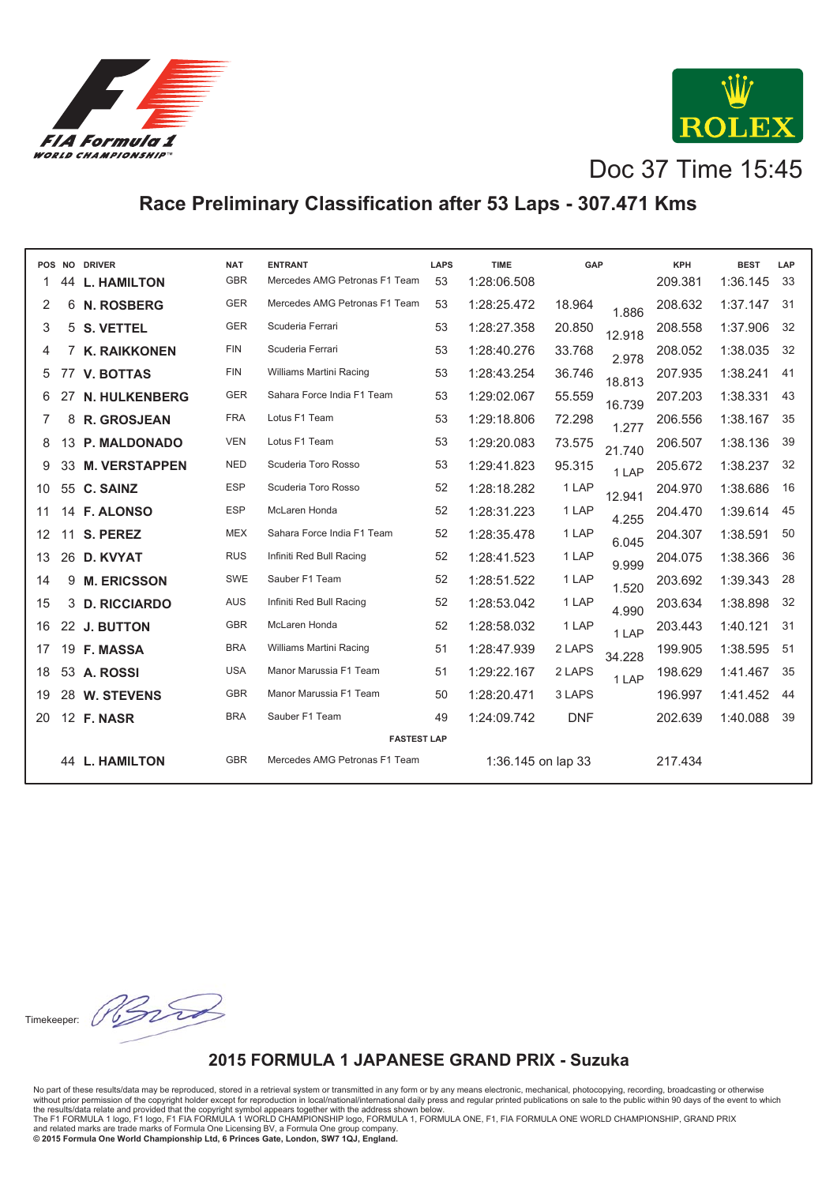Doc 37 Time 15:45

## Race Preliminary Classification after 53 Laps - 307.471 Kms

| POS | NO | DRIVER | NAT | ENTRANT | LAPS | TIME | GAP | | KPH | BEST | LAP |
|---|---|---|---|---|---|---|---|---|---|---|---|
| 1 | 44 | **L. HAMILTON** | GBR | Mercedes AMG Petronas F1 Team | 53 | 1:28:06.508 | | | 209.381 | 1:36.145 | 33 |
| 2 | 6 | **N. ROSBERG** | GER | Mercedes AMG Petronas F1 Team | 53 | 1:28:25.472 | 18.964 | | 208.632 | 1:37.147 | 31 |
| 3 | 5 | **S. VETTEL** | GER | Scuderia Ferrari | 53 | 1:28:27.358 | 20.850 | 1.886 | 208.558 | 1:37.906 | 32 |
| 4 | 7 | **K. RAIKKONEN** | FIN | Scuderia Ferrari | 53 | 1:28:40.276 | 33.768 | 12.918 | 208.052 | 1:38.035 | 32 |
| 5 | 77 | **V. BOTTAS** | FIN | Williams Martini Racing | 53 | 1:28:43.254 | 36.746 | 2.978 | 207.935 | 1:38.241 | 41 |
| 6 | 27 | **N. HULKENBERG** | GER | Sahara Force India F1 Team | 53 | 1:29:02.067 | 55.559 | 18.813 | 207.203 | 1:38.331 | 43 |
| 7 | 8 | **R. GROSJEAN** | FRA | Lotus F1 Team | 53 | 1:29:18.806 | 72.298 | 16.739 | 206.556 | 1:38.167 | 35 |
| 8 | 13 | **P. MALDONADO** | VEN | Lotus F1 Team | 53 | 1:29:20.083 | 73.575 | 1.277 | 206.507 | 1:38.136 | 39 |
| 9 | 33 | **M. VERSTAPPEN** | NED | Scuderia Toro Rosso | 53 | 1:29:41.823 | 95.315 | 21.740 | 205.672 | 1:38.237 | 32 |
| 10 | 55 | **C. SAINZ** | ESP | Scuderia Toro Rosso | 52 | 1:28:18.282 | 1 LAP | 1 LAP | 204.970 | 1:38.686 | 16 |
| 11 | 14 | **F. ALONSO** | ESP | McLaren Honda | 52 | 1:28:31.223 | 1 LAP | 12.941 | 204.470 | 1:39.614 | 45 |
| 12 | 11 | **S. PEREZ** | MEX | Sahara Force India F1 Team | 52 | 1:28:35.478 | 1 LAP | 4.255 | 204.307 | 1:38.591 | 50 |
| 13 | 26 | **D. KVYAT** | RUS | Infiniti Red Bull Racing | 52 | 1:28:41.523 | 1 LAP | 6.045 | 204.075 | 1:38.366 | 36 |
| 14 | 9 | **M. ERICSSON** | SWE | Sauber F1 Team | 52 | 1:28:51.522 | 1 LAP | 9.999 | 203.692 | 1:39.343 | 28 |
| 15 | 3 | **D. RICCIARDO** | AUS | Infiniti Red Bull Racing | 52 | 1:28:53.042 | 1 LAP | 1.520 | 203.634 | 1:38.898 | 32 |
| 16 | 22 | **J. BUTTON** | GBR | McLaren Honda | 52 | 1:28:58.032 | 1 LAP | 4.990 | 203.443 | 1:40.121 | 31 |
| 17 | 19 | **F. MASSA** | BRA | Williams Martini Racing | 51 | 1:28:47.939 | 2 LAPS | 1 LAP | 199.905 | 1:38.595 | 51 |
| 18 | 53 | **A. ROSSI** | USA | Manor Marussia F1 Team | 51 | 1:29:22.167 | 2 LAPS | 34.228 | 198.629 | 1:41.467 | 35 |
| 19 | 28 | **W. STEVENS** | GBR | Manor Marussia F1 Team | 50 | 1:28:20.471 | 3 LAPS | 1 LAP | 196.997 | 1:41.452 | 44 |
| 20 | 12 | **F. NASR** | BRA | Sauber F1 Team | 49 | 1:24:09.742 | DNF | | 202.639 | 1:40.088 | 39 |

**FASTEST LAP**

| NO | DRIVER | NAT | ENTRANT | TIME | KPH |
|---|---|---|---|---|---|
| 44 | **L. HAMILTON** | GBR | Mercedes AMG Petronas F1 Team | 1:36.145 on lap 33 | 217.434 |

Timekeeper:

## 2015 FORMULA 1 JAPANESE GRAND PRIX - Suzuka

No part of these results/data may be reproduced, stored in a retrieval system or transmitted in any form or by any means electronic, mechanical, photocopying, recording, broadcasting or otherwise without prior permission of the copyright holder except for reproduction in local/national/international daily press and regular printed publications on sale to the public within 90 days of the event to which the results/data relate and provided that the copyright symbol appears together with the address shown below.
The F1 FORMULA 1 logo, F1 logo, F1 FIA FORMULA 1 WORLD CHAMPIONSHIP logo, FORMULA 1, FORMULA ONE, F1, FIA FORMULA ONE WORLD CHAMPIONSHIP, GRAND PRIX and related marks are trade marks of Formula One Licensing BV, a Formula One group company.
**© 2015 Formula One World Championship Ltd, 6 Princes Gate, London, SW7 1QJ, England.**